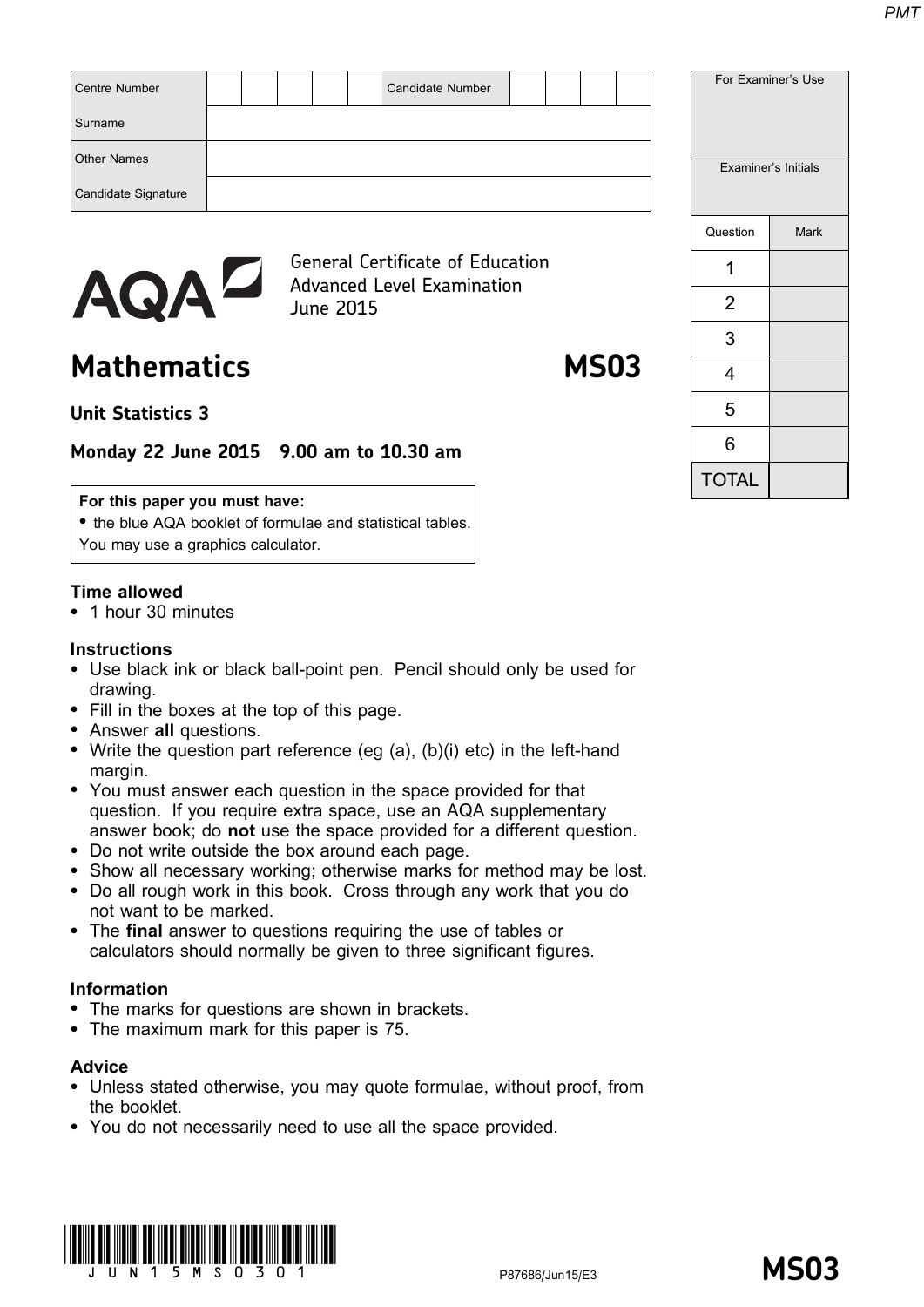| Centre Number | | | | | | Candidate Number | | | | |
|---|---|---|---|---|---|---|---|---|---|---|
| Surname | | | | | | | | | | |
| Other Names | | | | | | | | | | |
| Candidate Signature | | | | | | | | | | |

| For Examiner's Use | |
|---|---|
| Examiner's Initials | |
| Question | Mark |
| 1 | |
| 2 | |
| 3 | |
| 4 | |
| 5 | |
| 6 | |
| TOTAL | |

AQA

General Certificate of Education
Advanced Level Examination
June 2015

# Mathematics MS03

## Unit Statistics 3

**Monday 22 June 2015 9.00 am to 10.30 am**

**For this paper you must have:**
- the blue AQA booklet of formulae and statistical tables.

You may use a graphics calculator.

**Time allowed**
- 1 hour 30 minutes

**Instructions**
- Use black ink or black ball-point pen. Pencil should only be used for drawing.
- Fill in the boxes at the top of this page.
- Answer **all** questions.
- Write the question part reference (eg (a), (b)(i) etc) in the left-hand margin.
- You must answer each question in the space provided for that question. If you require extra space, use an AQA supplementary answer book; do **not** use the space provided for a different question.
- Do not write outside the box around each page.
- Show all necessary working; otherwise marks for method may be lost.
- Do all rough work in this book. Cross through any work that you do not want to be marked.
- The **final** answer to questions requiring the use of tables or calculators should normally be given to three significant figures.

**Information**
- The marks for questions are shown in brackets.
- The maximum mark for this paper is 75.

**Advice**
- Unless stated otherwise, you may quote formulae, without proof, from the booklet.
- You do not necessarily need to use all the space provided.

P87686/Jun15/E3 **MS03**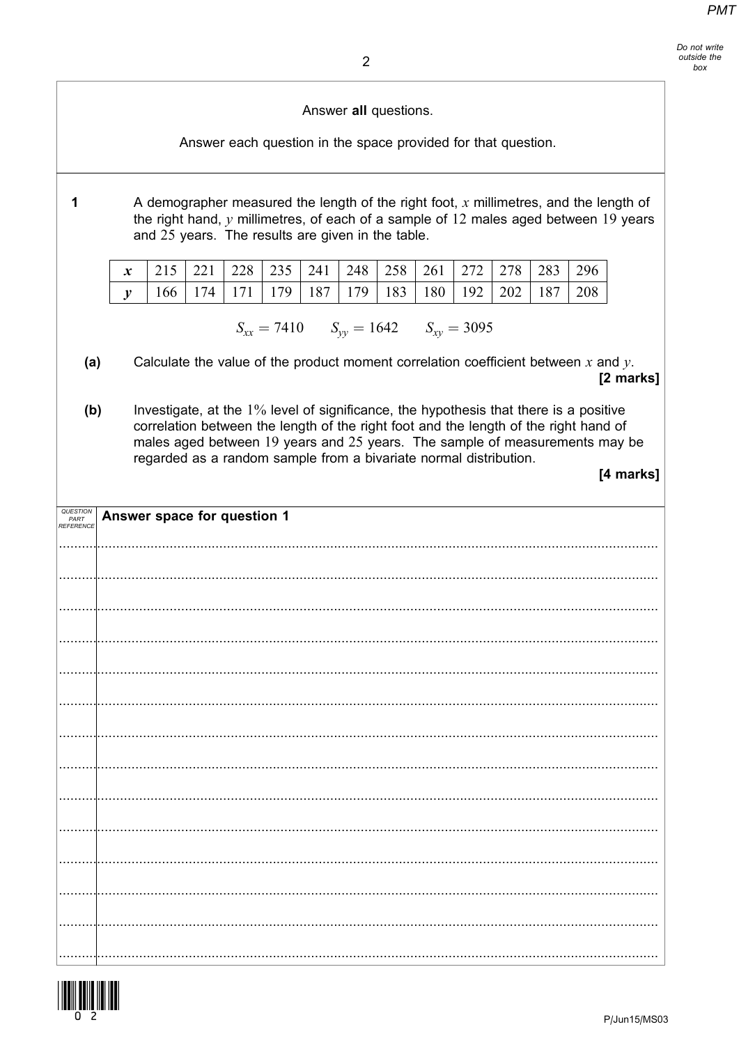Answer **all** questions.

Answer each question in the space provided for that question.

**1** A demographer measured the length of the right foot, $x$ millimetres, and the length of the right hand, $y$ millimetres, of each of a sample of 12 males aged between 19 years and 25 years. The results are given in the table.

| $x$ | 215 | 221 | 228 | 235 | 241 | 248 | 258 | 261 | 272 | 278 | 283 | 296 |
|---|---|---|---|---|---|---|---|---|---|---|---|---|
| $y$ | 166 | 174 | 171 | 179 | 187 | 179 | 183 | 180 | 192 | 202 | 187 | 208 |

$$S_{xx} = 7410 \qquad S_{yy} = 1642 \qquad S_{xy} = 3095$$

**(a)** Calculate the value of the product moment correlation coefficient between $x$ and $y$.

**[2 marks]**

**(b)** Investigate, at the 1% level of significance, the hypothesis that there is a positive correlation between the length of the right foot and the length of the right hand of males aged between 19 years and 25 years. The sample of measurements may be regarded as a random sample from a bivariate normal distribution.

**[4 marks]**

**Answer space for question 1**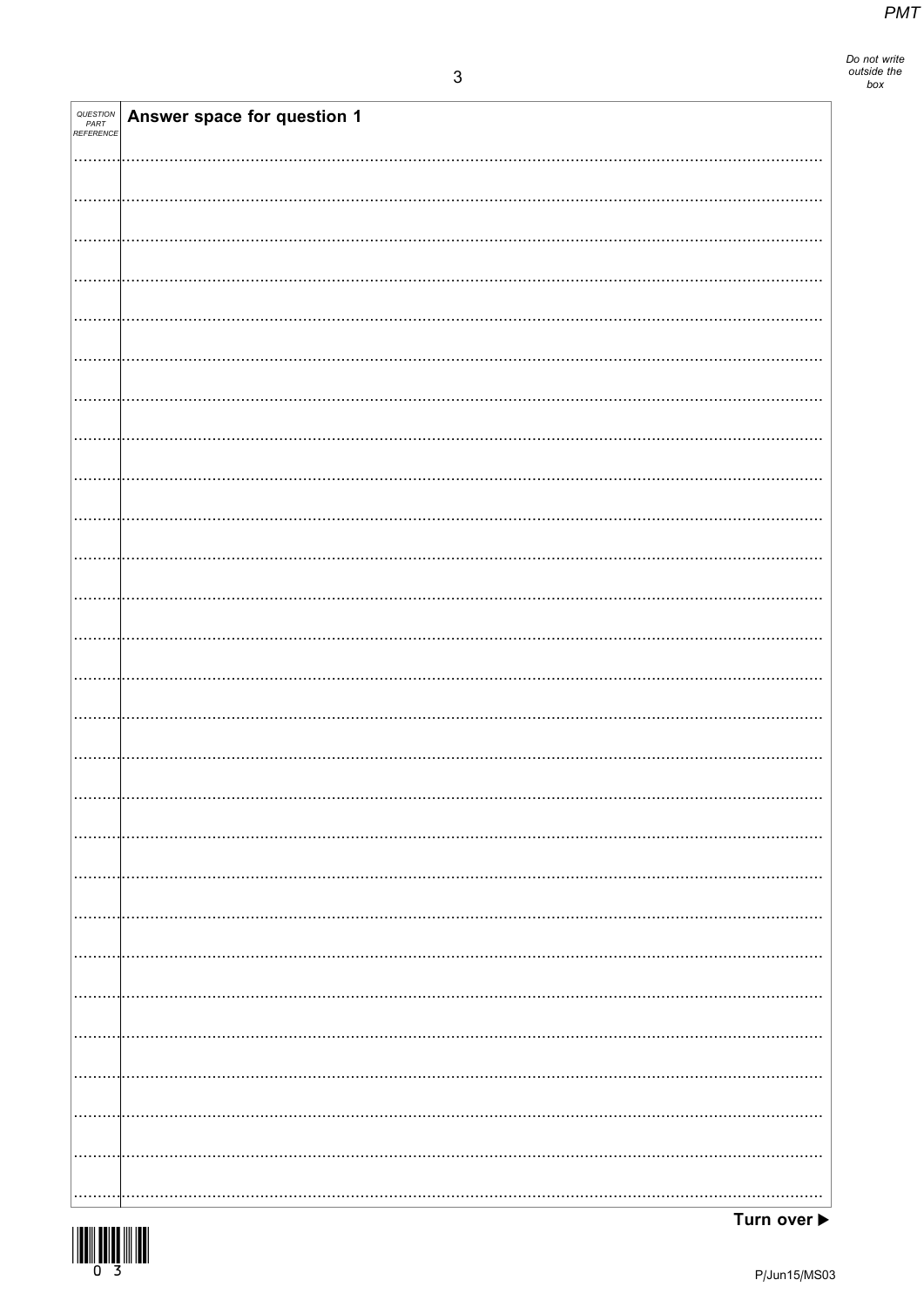| QUESTION PART REFERENCE | Answer space for question 1 |
|---|---|

Turn over ▶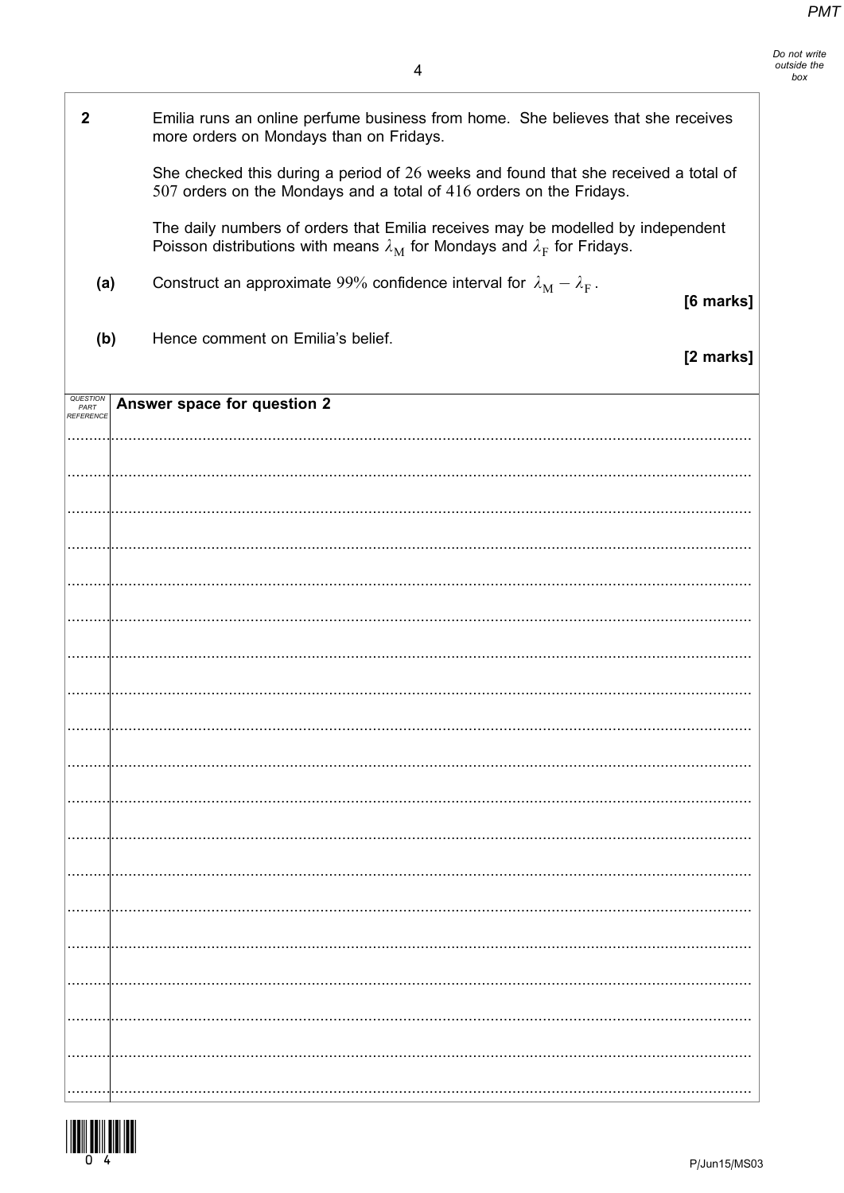**2** Emilia runs an online perfume business from home. She believes that she receives more orders on Mondays than on Fridays.

She checked this during a period of 26 weeks and found that she received a total of 507 orders on the Mondays and a total of 416 orders on the Fridays.

The daily numbers of orders that Emilia receives may be modelled by independent Poisson distributions with means $\lambda_M$ for Mondays and $\lambda_F$ for Fridays.

**(a)** Construct an approximate 99% confidence interval for $\lambda_M - \lambda_F$.

**[6 marks]**

**(b)** Hence comment on Emilia's belief.

**[2 marks]**

**Answer space for question 2**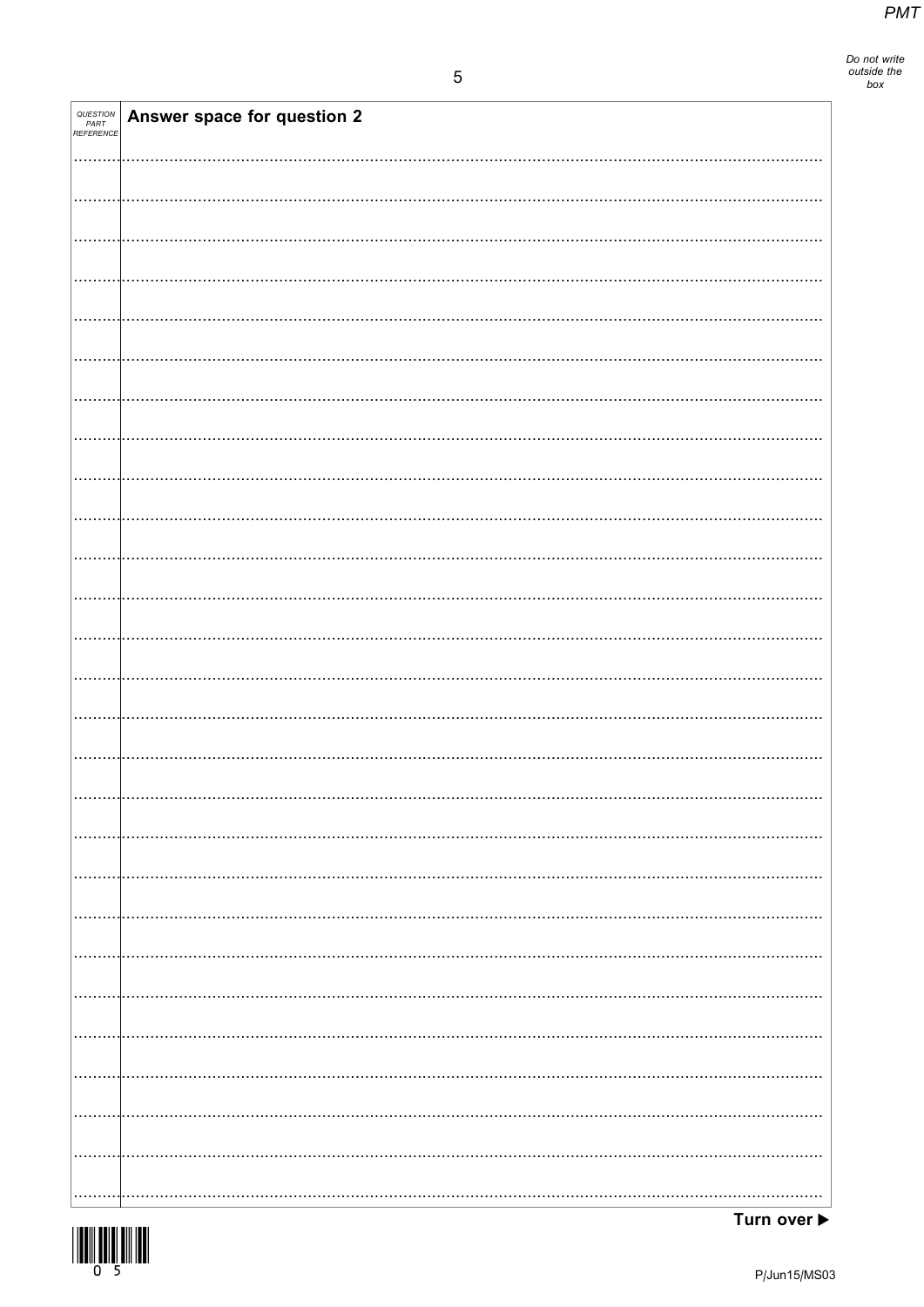| QUESTION PART REFERENCE | Answer space for question 2 |
| --- | --- |

Turn over ▶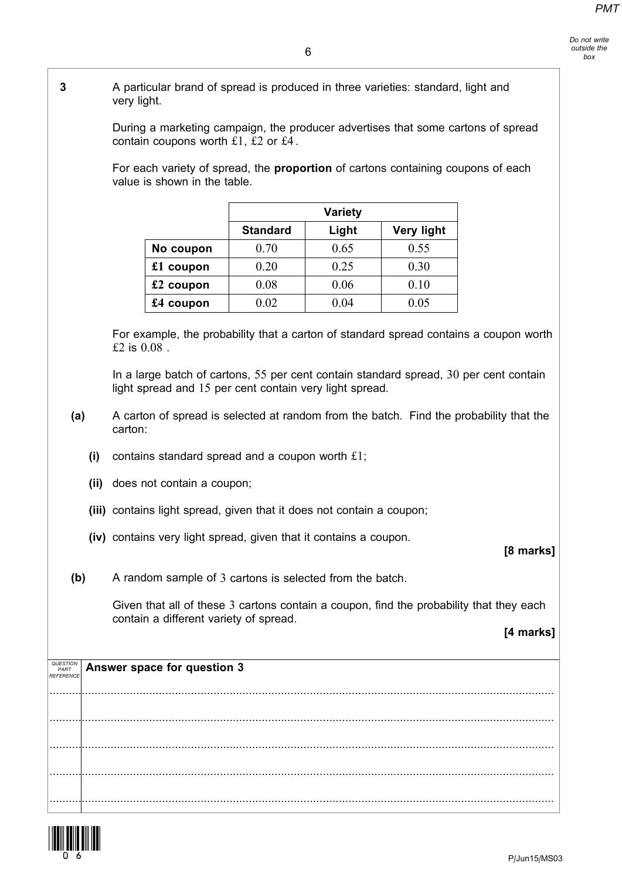**3** A particular brand of spread is produced in three varieties: standard, light and very light.

During a marketing campaign, the producer advertises that some cartons of spread contain coupons worth £1, £2 or £4.

For each variety of spread, the **proportion** of cartons containing coupons of each value is shown in the table.

| | Variety | | |
|---|---|---|---|
| | **Standard** | **Light** | **Very light** |
| **No coupon** | 0.70 | 0.65 | 0.55 |
| **£1 coupon** | 0.20 | 0.25 | 0.30 |
| **£2 coupon** | 0.08 | 0.06 | 0.10 |
| **£4 coupon** | 0.02 | 0.04 | 0.05 |

For example, the probability that a carton of standard spread contains a coupon worth £2 is 0.08.

In a large batch of cartons, 55 per cent contain standard spread, 30 per cent contain light spread and 15 per cent contain very light spread.

**(a)** A carton of spread is selected at random from the batch. Find the probability that the carton:

**(i)** contains standard spread and a coupon worth £1;

**(ii)** does not contain a coupon;

**(iii)** contains light spread, given that it does not contain a coupon;

**(iv)** contains very light spread, given that it contains a coupon.

**[8 marks]**

**(b)** A random sample of 3 cartons is selected from the batch.

Given that all of these 3 cartons contain a coupon, find the probability that they each contain a different variety of spread.

**[4 marks]**

**Answer space for question 3**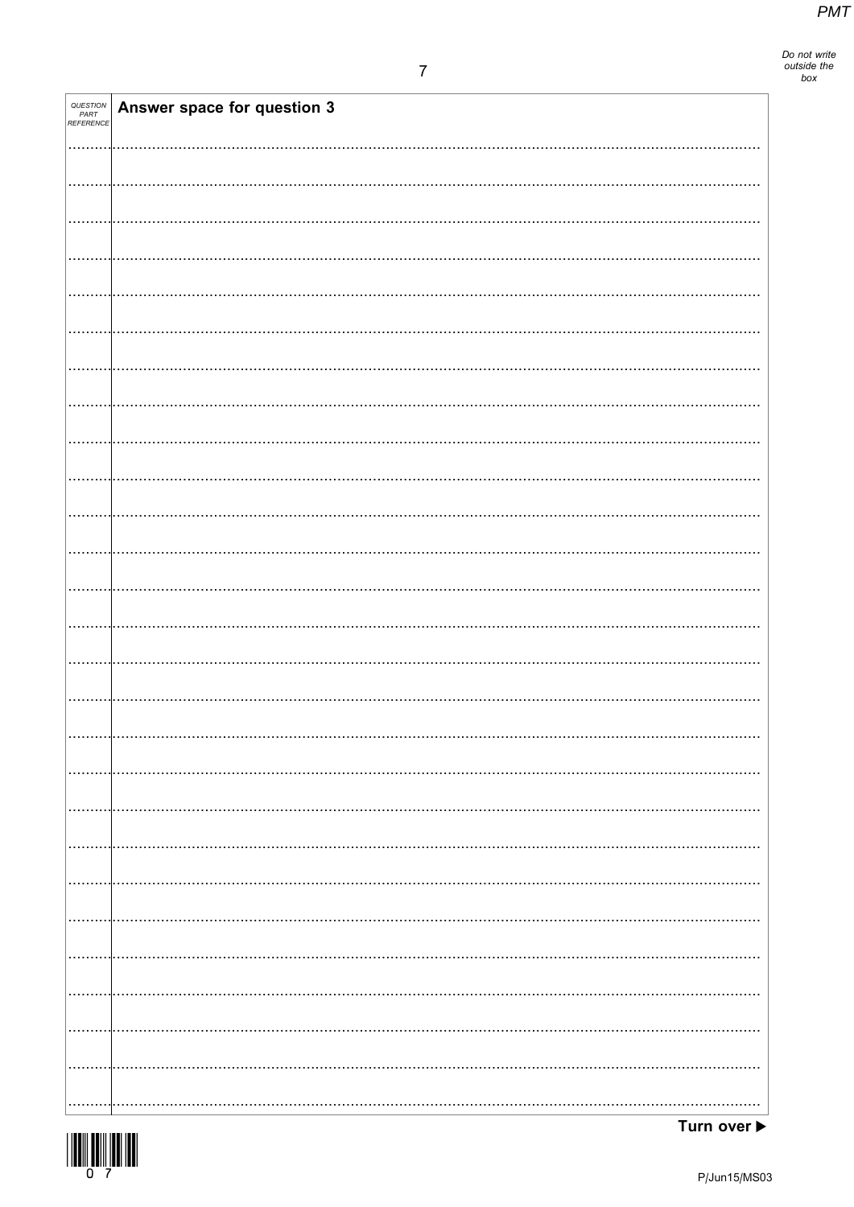| QUESTION PART REFERENCE | Answer space for question 3 |
| --- | --- |

Turn over ▶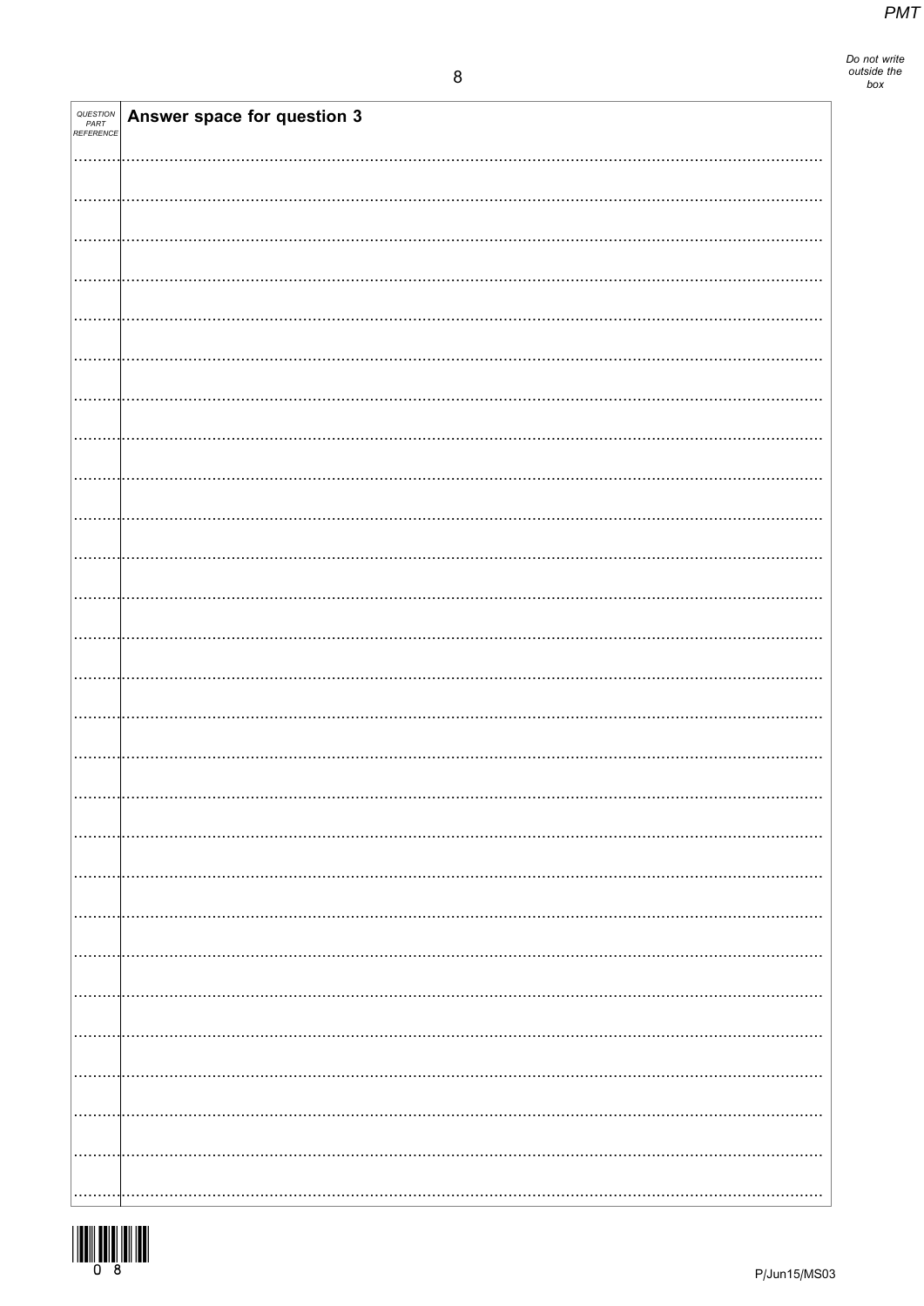| QUESTION PART REFERENCE | Answer space for question 3 |
| --- | --- |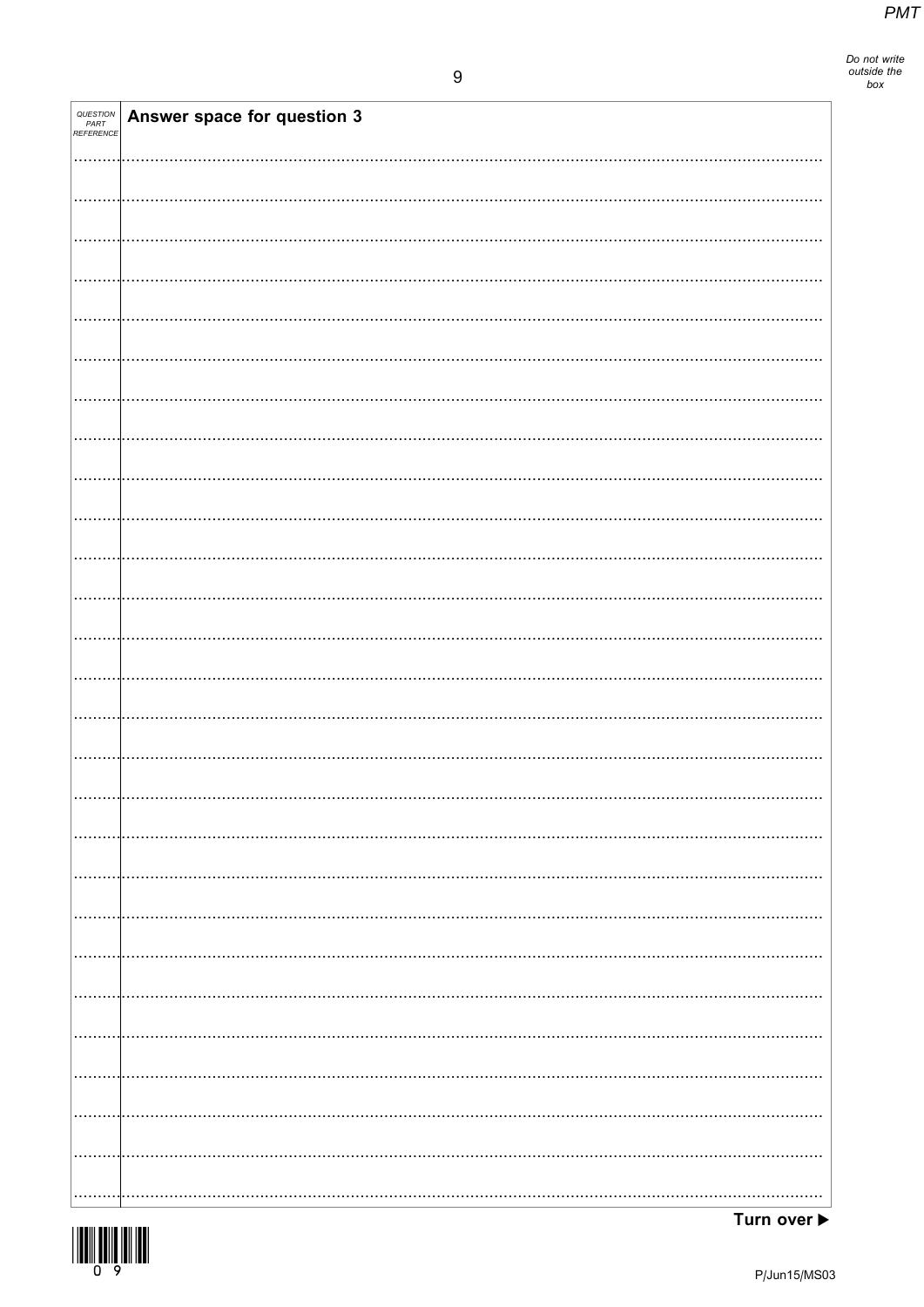| QUESTION PART REFERENCE | Answer space for question 3 |
| --- | --- |

Turn over ▶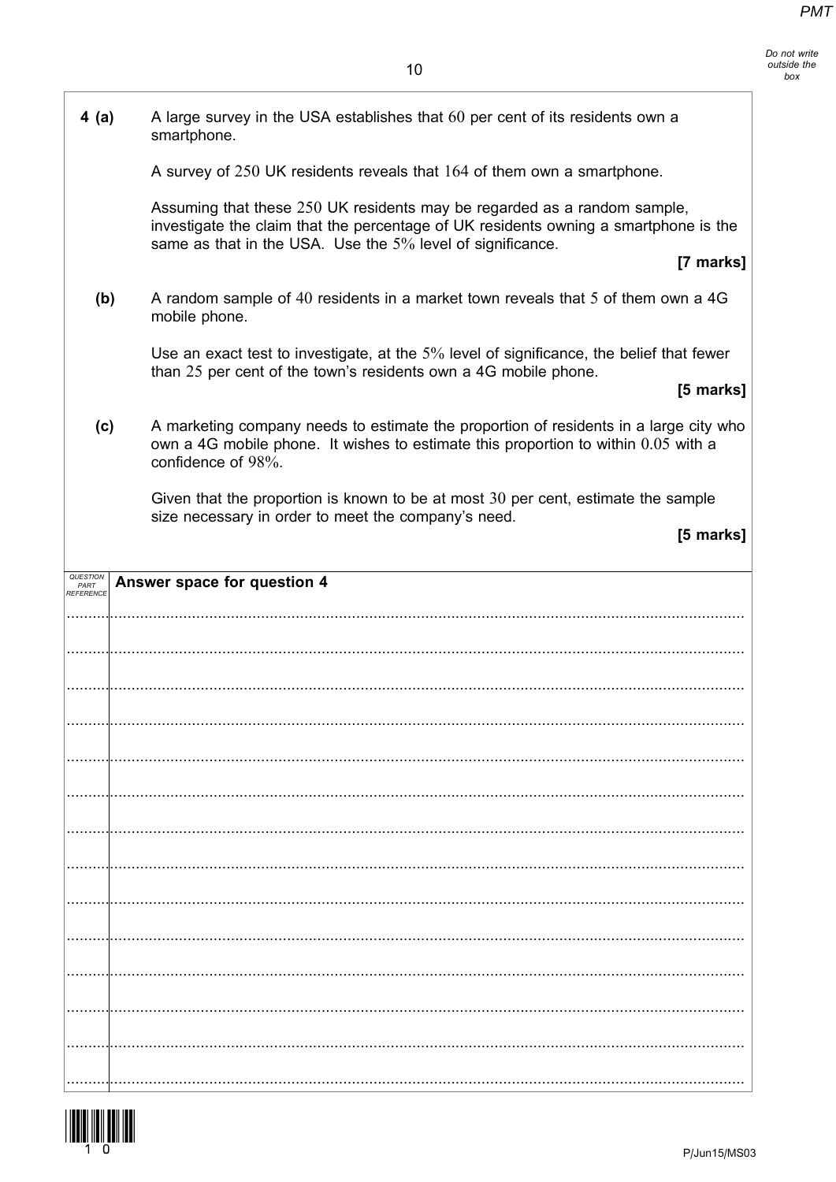**4 (a)** A large survey in the USA establishes that 60 per cent of its residents own a smartphone.

A survey of 250 UK residents reveals that 164 of them own a smartphone.

Assuming that these 250 UK residents may be regarded as a random sample, investigate the claim that the percentage of UK residents owning a smartphone is the same as that in the USA. Use the 5% level of significance.

**[7 marks]**

**(b)** A random sample of 40 residents in a market town reveals that 5 of them own a 4G mobile phone.

Use an exact test to investigate, at the 5% level of significance, the belief that fewer than 25 per cent of the town's residents own a 4G mobile phone.

**[5 marks]**

**(c)** A marketing company needs to estimate the proportion of residents in a large city who own a 4G mobile phone. It wishes to estimate this proportion to within 0.05 with a confidence of 98%.

Given that the proportion is known to be at most 30 per cent, estimate the sample size necessary in order to meet the company's need.

**[5 marks]**

**Answer space for question 4**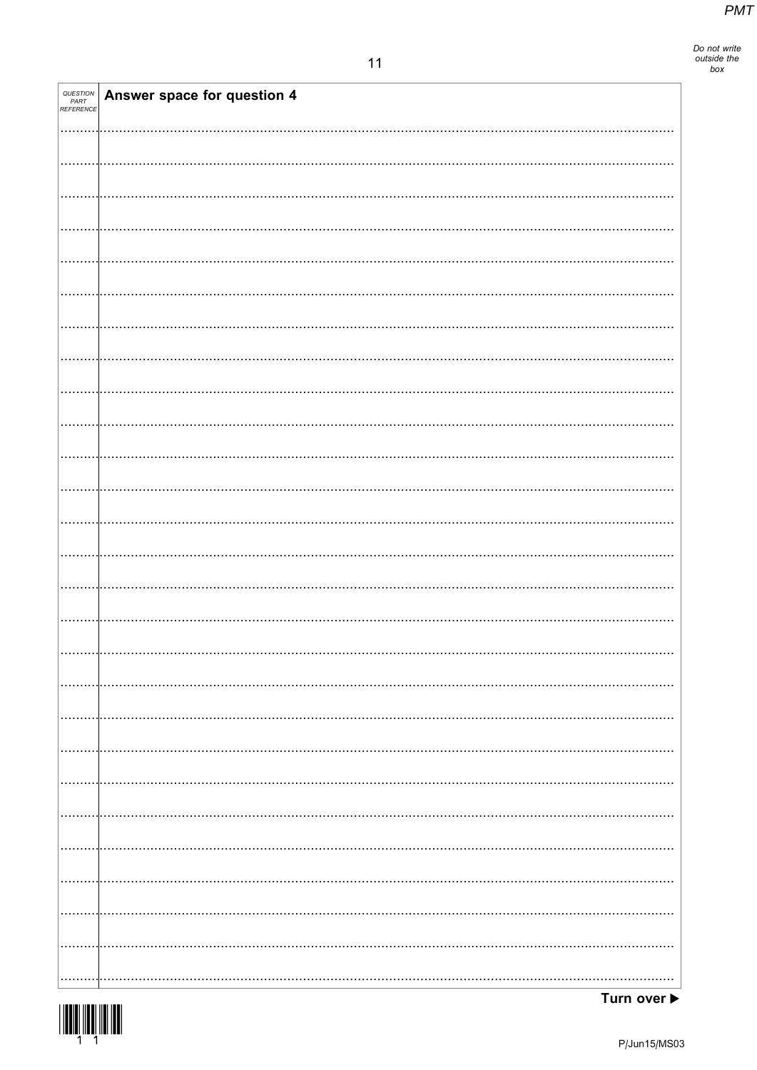| QUESTION PART REFERENCE | Answer space for question 4 |
| --- | --- |

Turn over ▶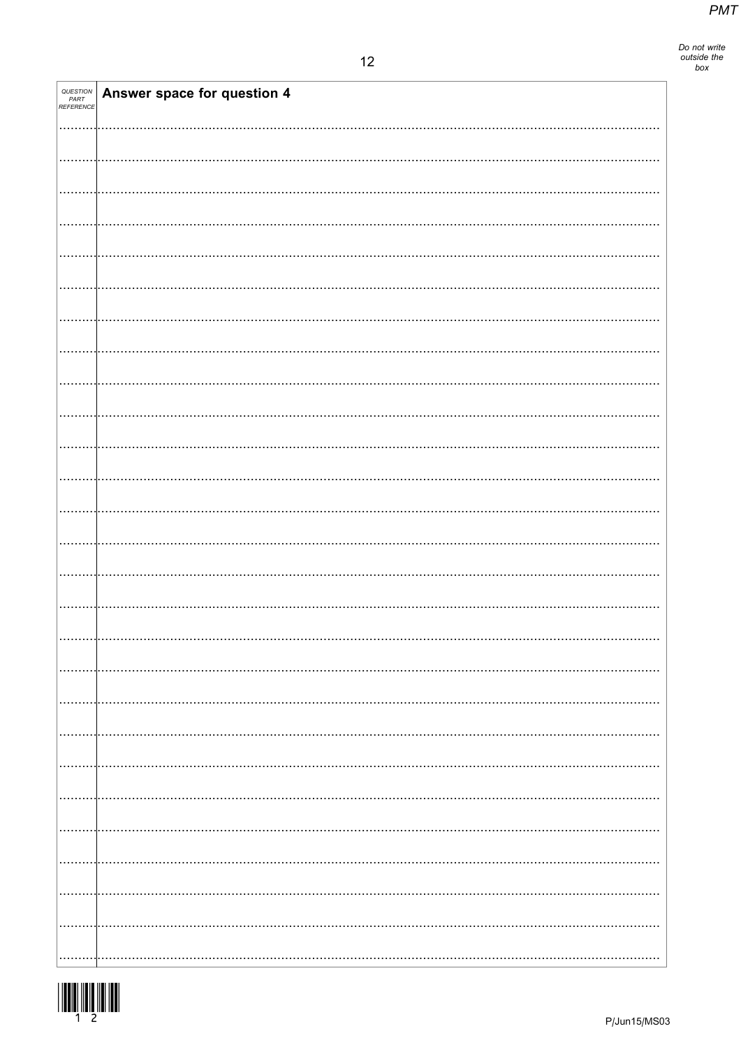| QUESTION PART REFERENCE | Answer space for question 4 |
| --- | --- |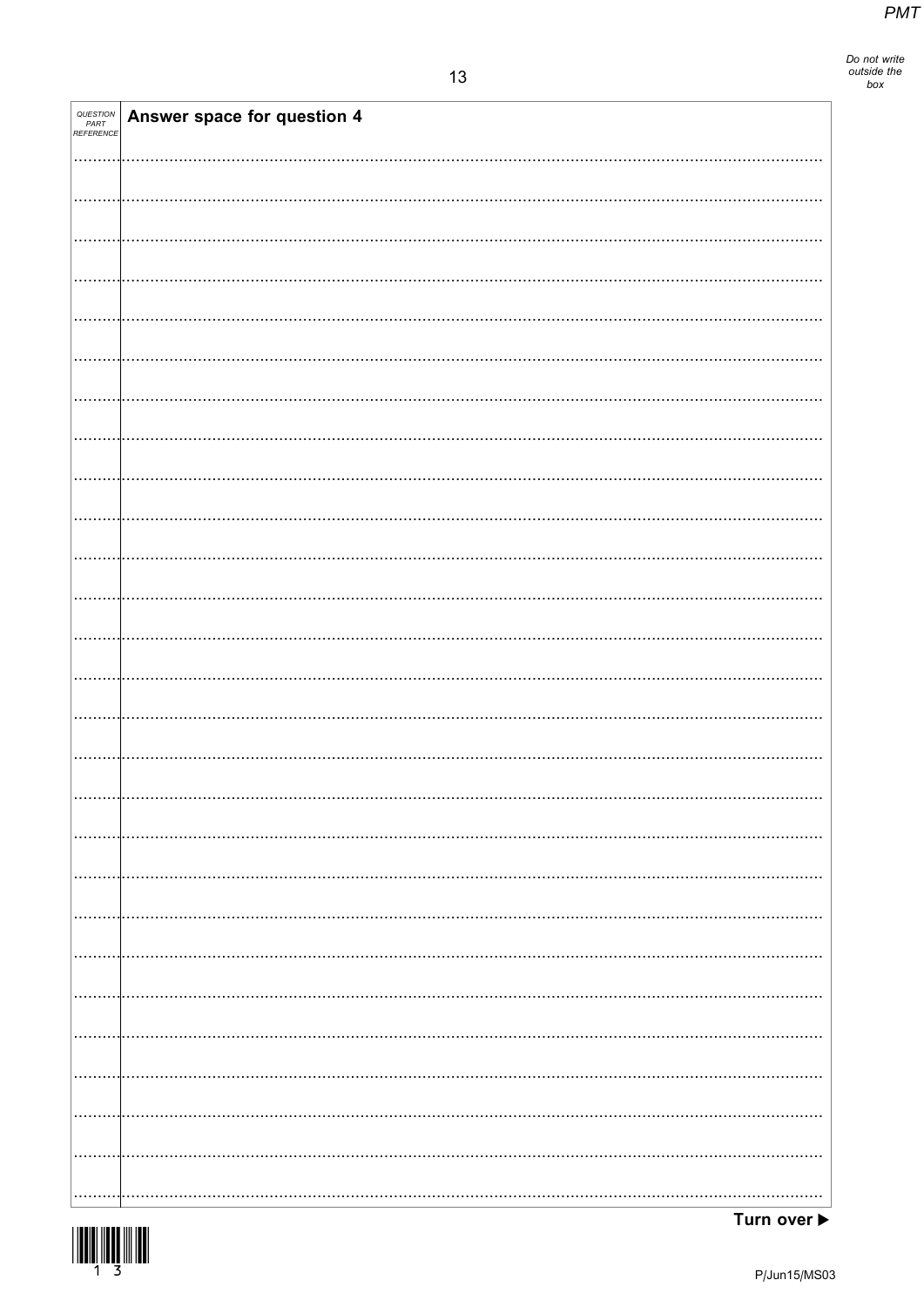| QUESTION PART REFERENCE | Answer space for question 4 |
|---|---|

Turn over ▶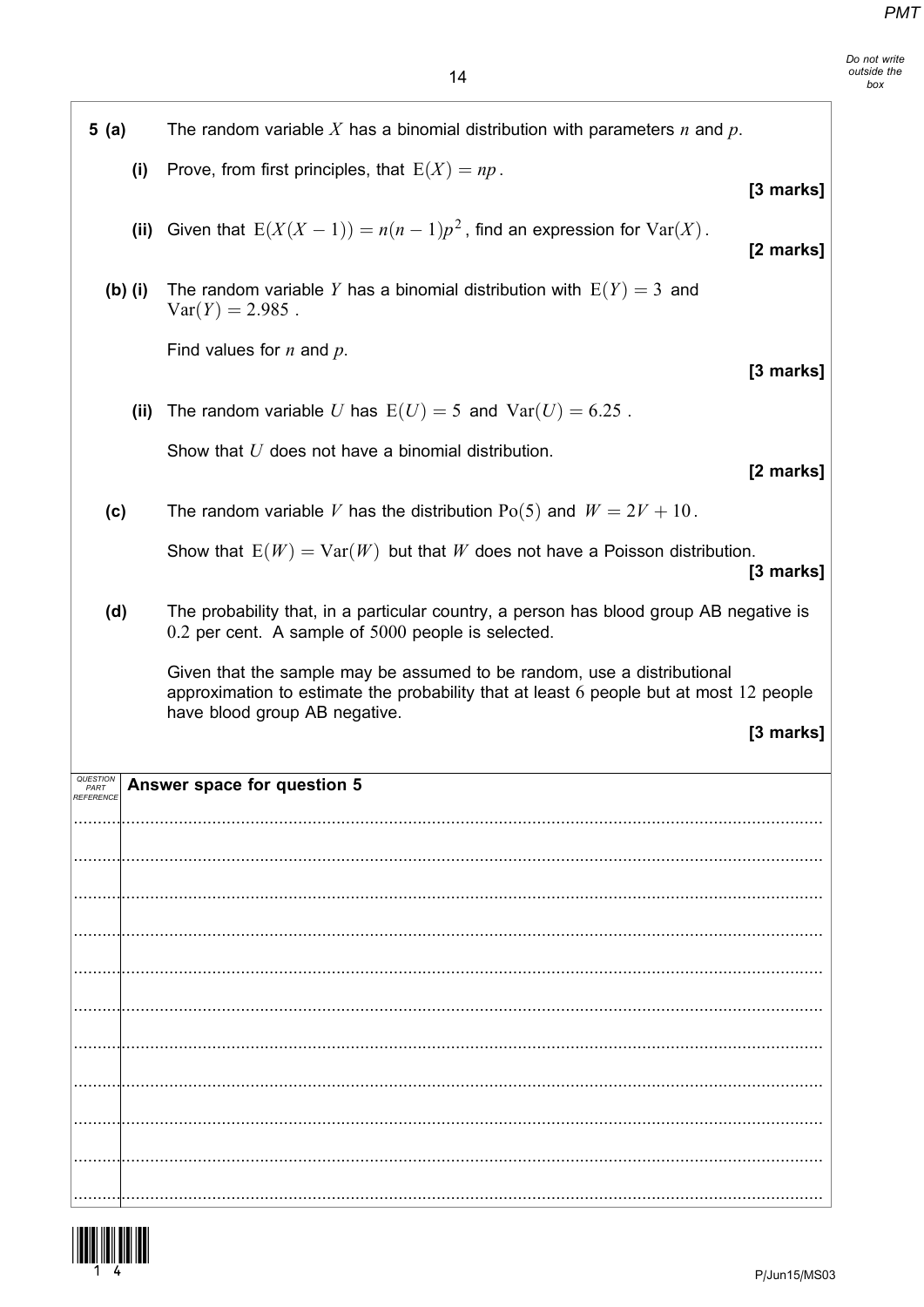**5 (a)** The random variable $X$ has a binomial distribution with parameters $n$ and $p$.

**(i)** Prove, from first principles, that $\mathrm{E}(X) = np$.

**[3 marks]**

**(ii)** Given that $\mathrm{E}(X(X-1)) = n(n-1)p^2$, find an expression for $\mathrm{Var}(X)$.

**[2 marks]**

**(b) (i)** The random variable $Y$ has a binomial distribution with $\mathrm{E}(Y) = 3$ and $\mathrm{Var}(Y) = 2.985$.

Find values for $n$ and $p$.

**[3 marks]**

**(ii)** The random variable $U$ has $\mathrm{E}(U) = 5$ and $\mathrm{Var}(U) = 6.25$.

Show that $U$ does not have a binomial distribution.

**[2 marks]**

**(c)** The random variable $V$ has the distribution $\mathrm{Po}(5)$ and $W = 2V + 10$.

Show that $\mathrm{E}(W) = \mathrm{Var}(W)$ but that $W$ does not have a Poisson distribution.

**[3 marks]**

**(d)** The probability that, in a particular country, a person has blood group AB negative is $0.2$ per cent. A sample of $5000$ people is selected.

Given that the sample may be assumed to be random, use a distributional approximation to estimate the probability that at least $6$ people but at most $12$ people have blood group AB negative.

**[3 marks]**

| QUESTION PART REFERENCE | Answer space for question 5 |
|---|---|
| | |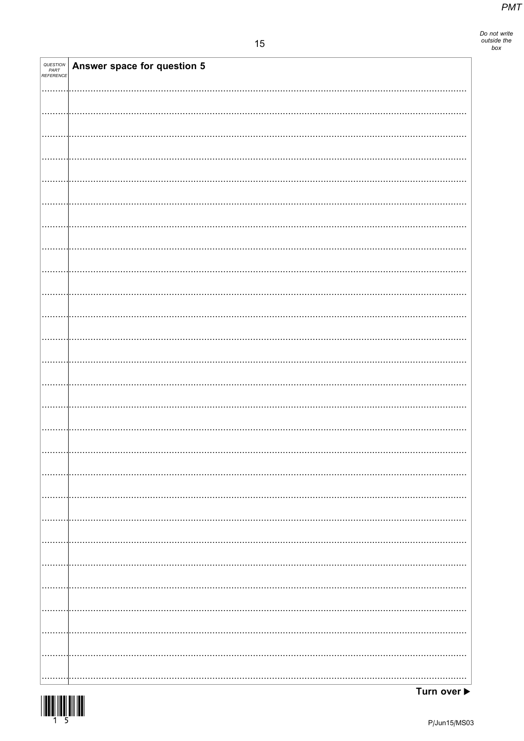| QUESTION PART REFERENCE | Answer space for question 5 |
| --- | --- |

Turn over ▶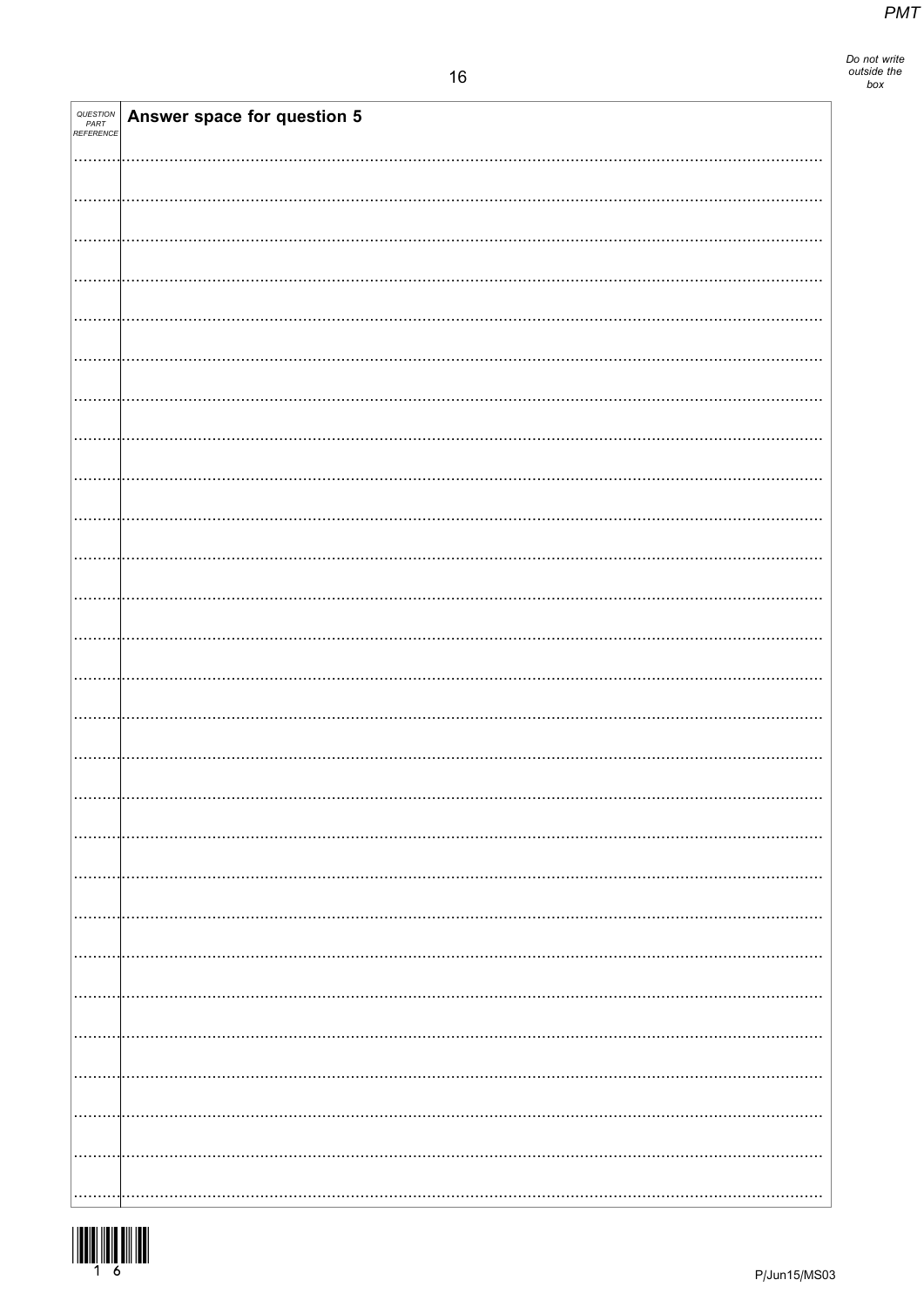| QUESTION PART REFERENCE | **Answer space for question 5** |
| --- | --- |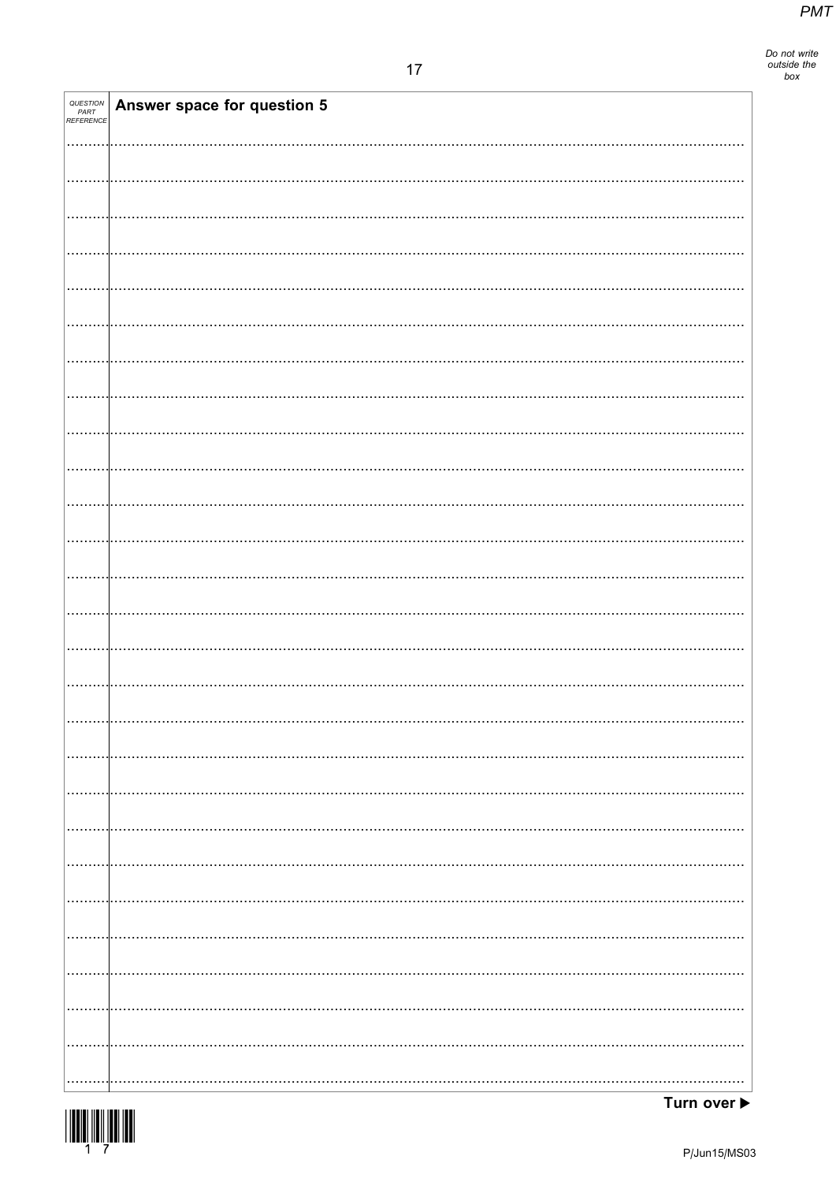| QUESTION PART REFERENCE | Answer space for question 5 |
|---|---|

Turn over ▶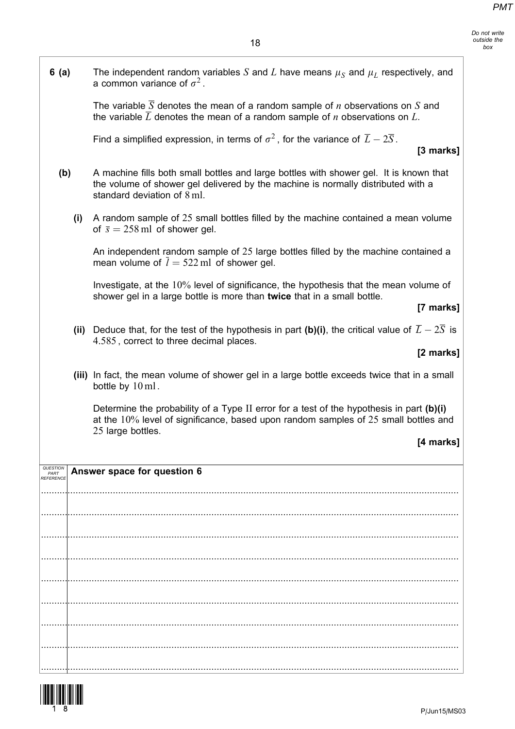**6 (a)** The independent random variables $S$ and $L$ have means $\mu_S$ and $\mu_L$ respectively, and a common variance of $\sigma^2$.

The variable $\overline{S}$ denotes the mean of a random sample of $n$ observations on $S$ and the variable $\overline{L}$ denotes the mean of a random sample of $n$ observations on $L$.

Find a simplified expression, in terms of $\sigma^2$, for the variance of $\overline{L} - 2\overline{S}$.

**[3 marks]**

**(b)** A machine fills both small bottles and large bottles with shower gel. It is known that the volume of shower gel delivered by the machine is normally distributed with a standard deviation of $8\,\text{ml}$.

**(i)** A random sample of $25$ small bottles filled by the machine contained a mean volume of $\bar{s} = 258\,\text{ml}$ of shower gel.

An independent random sample of $25$ large bottles filled by the machine contained a mean volume of $\bar{l} = 522\,\text{ml}$ of shower gel.

Investigate, at the $10\%$ level of significance, the hypothesis that the mean volume of shower gel in a large bottle is more than **twice** that in a small bottle.

**[7 marks]**

**(ii)** Deduce that, for the test of the hypothesis in part **(b)(i)**, the critical value of $\overline{L} - 2\overline{S}$ is $4.585$, correct to three decimal places.

**[2 marks]**

**(iii)** In fact, the mean volume of shower gel in a large bottle exceeds twice that in a small bottle by $10\,\text{ml}$.

Determine the probability of a Type II error for a test of the hypothesis in part **(b)(i)** at the $10\%$ level of significance, based upon random samples of $25$ small bottles and $25$ large bottles.

**[4 marks]**

| QUESTION PART REFERENCE | Answer space for question 6 |
|---|---|
| | |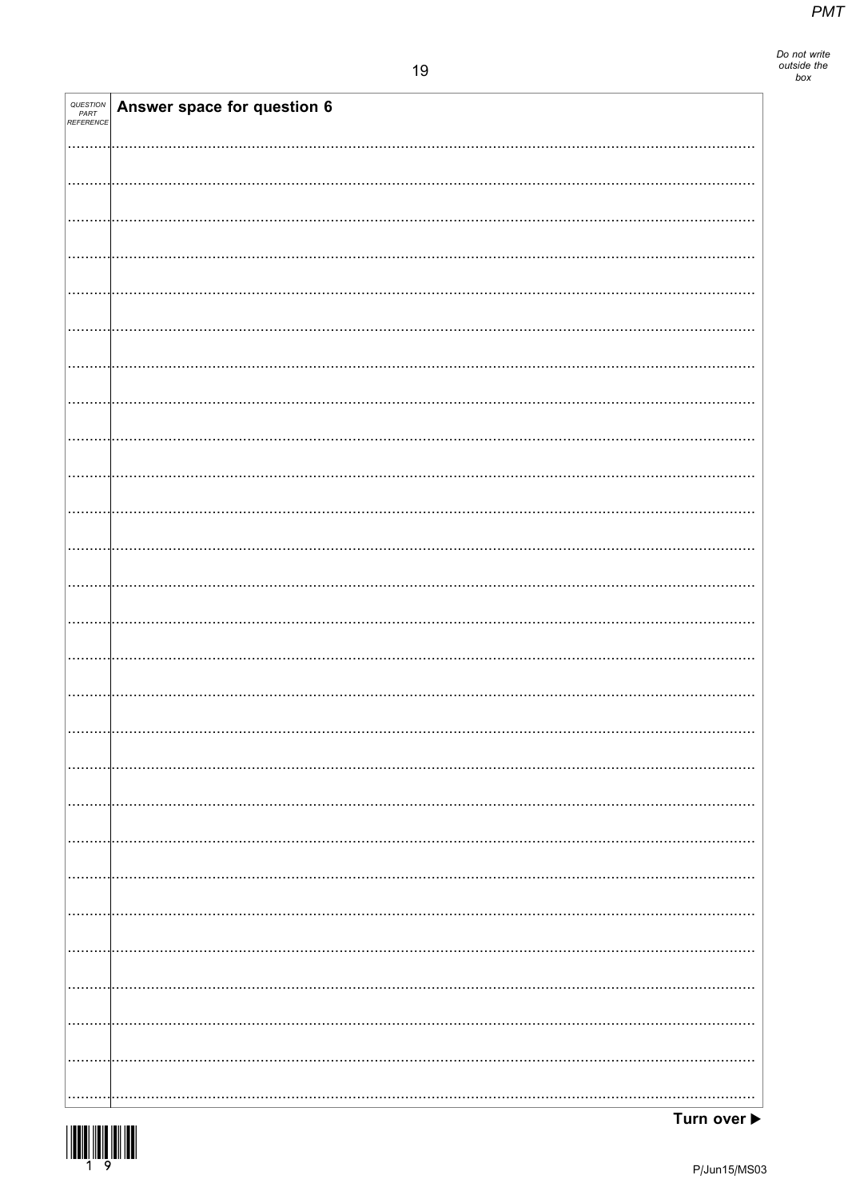| QUESTION PART REFERENCE | Answer space for question 6 |
| --- | --- |

Turn over ▶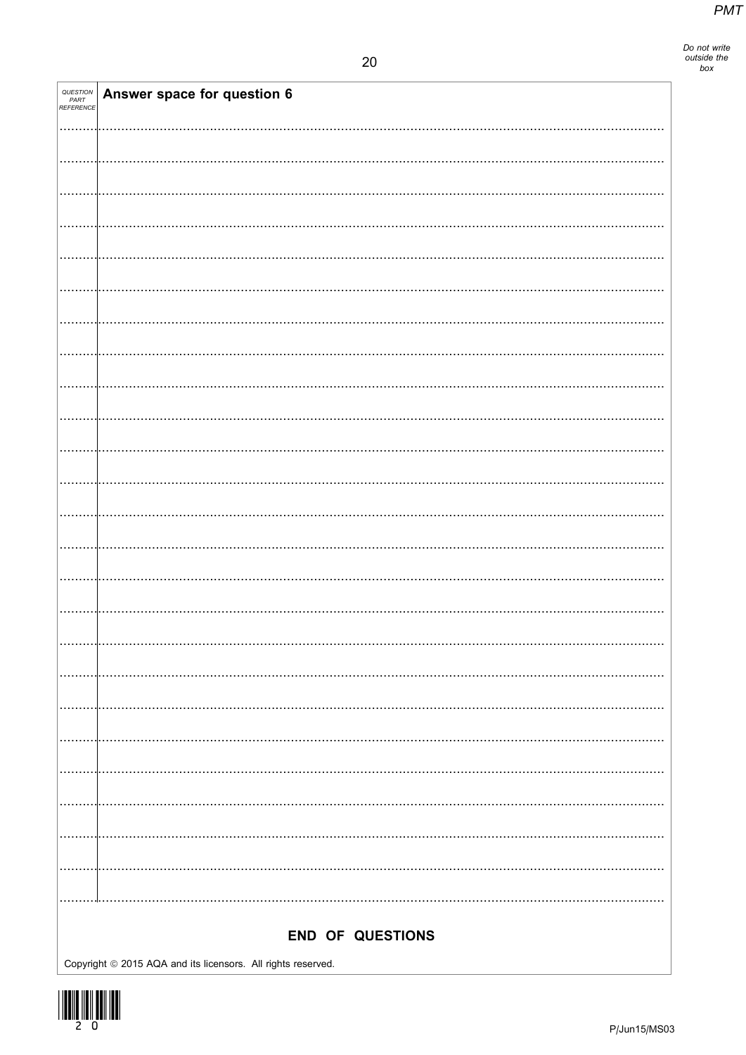**Answer space for question 6**

**END OF QUESTIONS**

Copyright © 2015 AQA and its licensors. All rights reserved.